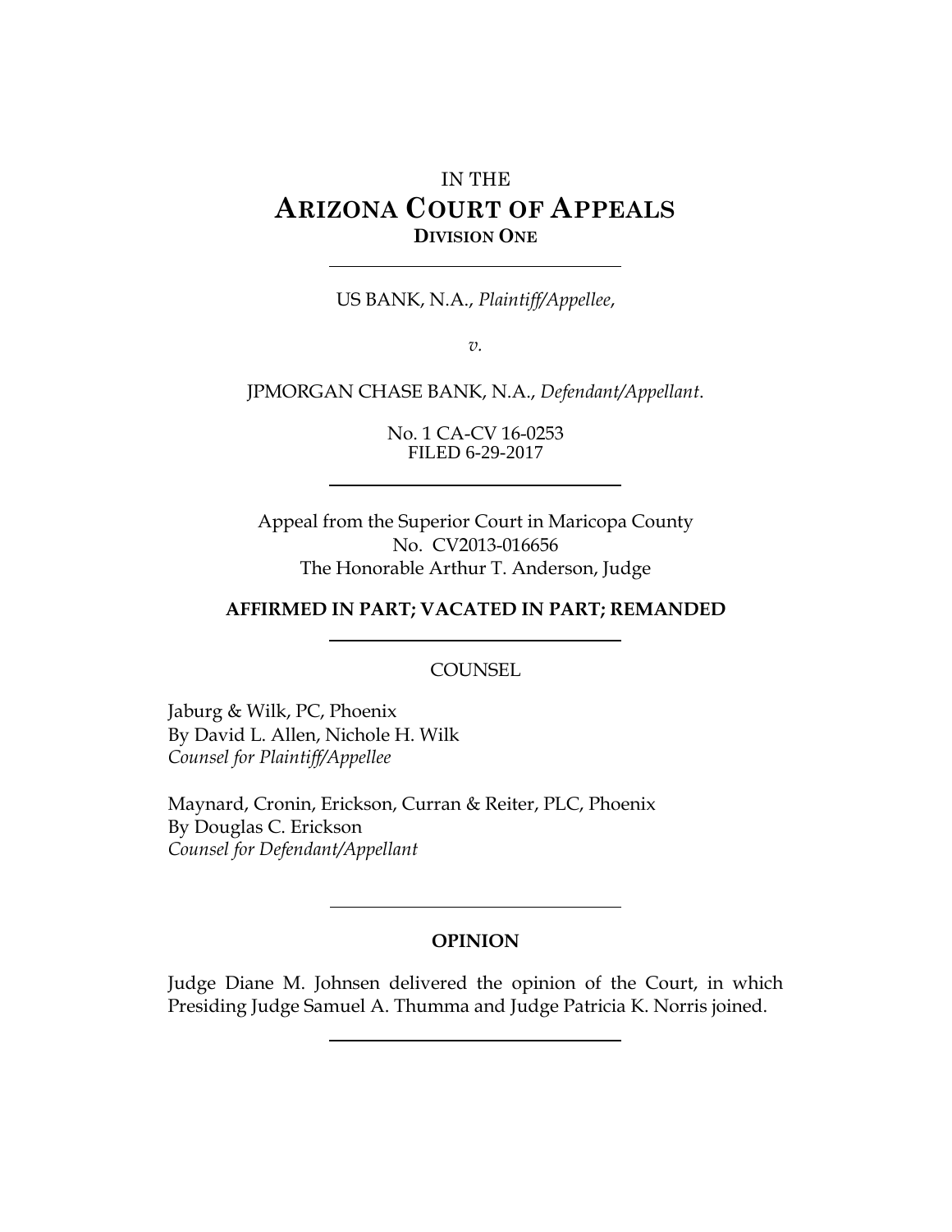IN THE

# ARIZONA COURT OF APPEALS

**DIVISION ONE**

---

US BANK, N.A., *Plaintiff/Appellee*,

*v.*

JPMORGAN CHASE BANK, N.A., *Defendant/Appellant*.

No. 1 CA-CV 16-0253
FILED 6-29-2017

---

Appeal from the Superior Court in Maricopa County
No. CV2013-016656
The Honorable Arthur T. Anderson, Judge

**AFFIRMED IN PART; VACATED IN PART; REMANDED**

---

COUNSEL

Jaburg & Wilk, PC, Phoenix
By David L. Allen, Nichole H. Wilk
*Counsel for Plaintiff/Appellee*

Maynard, Cronin, Erickson, Curran & Reiter, PLC, Phoenix
By Douglas C. Erickson
*Counsel for Defendant/Appellant*

---

**OPINION**

Judge Diane M. Johnsen delivered the opinion of the Court, in which Presiding Judge Samuel A. Thumma and Judge Patricia K. Norris joined.

---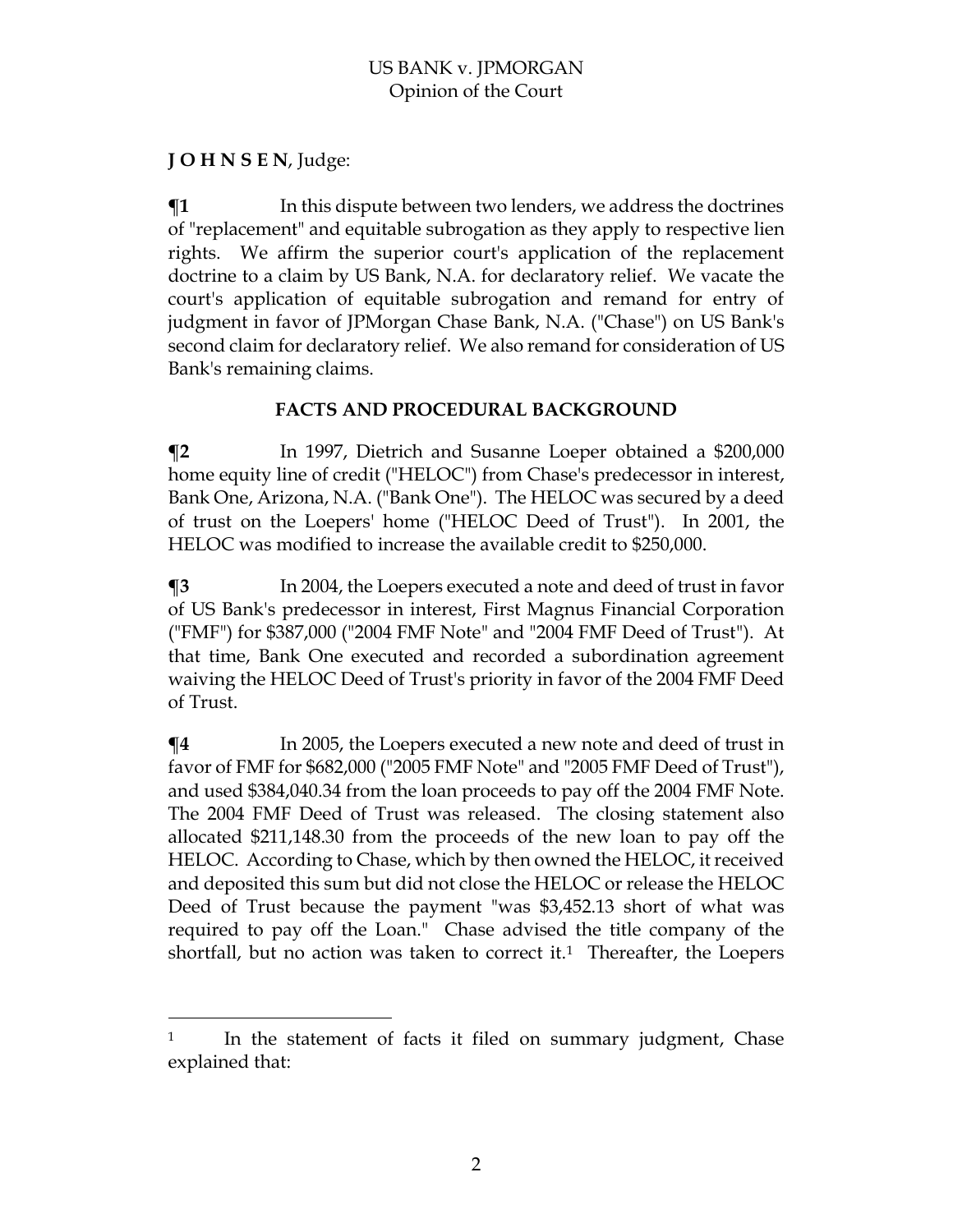**J O H N S E N**, Judge:

**¶1** In this dispute between two lenders, we address the doctrines of "replacement" and equitable subrogation as they apply to respective lien rights. We affirm the superior court's application of the replacement doctrine to a claim by US Bank, N.A. for declaratory relief. We vacate the court's application of equitable subrogation and remand for entry of judgment in favor of JPMorgan Chase Bank, N.A. ("Chase") on US Bank's second claim for declaratory relief. We also remand for consideration of US Bank's remaining claims.

## FACTS AND PROCEDURAL BACKGROUND

**¶2** In 1997, Dietrich and Susanne Loeper obtained a $200,000 home equity line of credit ("HELOC") from Chase's predecessor in interest, Bank One, Arizona, N.A. ("Bank One"). The HELOC was secured by a deed of trust on the Loepers' home ("HELOC Deed of Trust"). In 2001, the HELOC was modified to increase the available credit to $250,000.

**¶3** In 2004, the Loepers executed a note and deed of trust in favor of US Bank's predecessor in interest, First Magnus Financial Corporation ("FMF") for $387,000 ("2004 FMF Note" and "2004 FMF Deed of Trust"). At that time, Bank One executed and recorded a subordination agreement waiving the HELOC Deed of Trust's priority in favor of the 2004 FMF Deed of Trust.

**¶4** In 2005, the Loepers executed a new note and deed of trust in favor of FMF for $682,000 ("2005 FMF Note" and "2005 FMF Deed of Trust"), and used $384,040.34 from the loan proceeds to pay off the 2004 FMF Note. The 2004 FMF Deed of Trust was released. The closing statement also allocated $211,148.30 from the proceeds of the new loan to pay off the HELOC. According to Chase, which by then owned the HELOC, it received and deposited this sum but did not close the HELOC or release the HELOC Deed of Trust because the payment "was $3,452.13 short of what was required to pay off the Loan." Chase advised the title company of the shortfall, but no action was taken to correct it.[1] Thereafter, the Loepers

---

[1] In the statement of facts it filed on summary judgment, Chase explained that: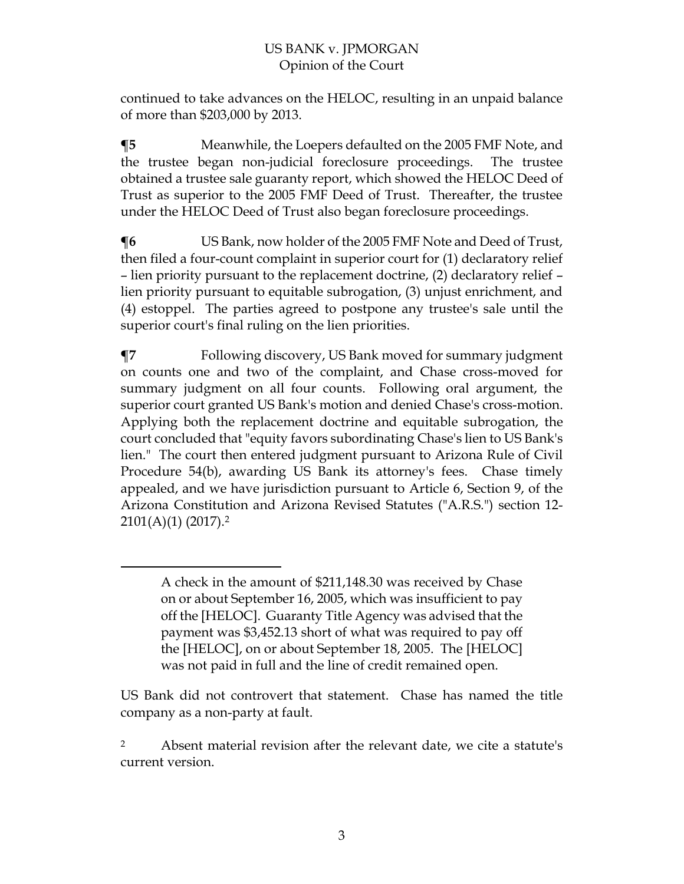continued to take advances on the HELOC, resulting in an unpaid balance of more than $203,000 by 2013.

**¶5** Meanwhile, the Loepers defaulted on the 2005 FMF Note, and the trustee began non-judicial foreclosure proceedings. The trustee obtained a trustee sale guaranty report, which showed the HELOC Deed of Trust as superior to the 2005 FMF Deed of Trust. Thereafter, the trustee under the HELOC Deed of Trust also began foreclosure proceedings.

**¶6** US Bank, now holder of the 2005 FMF Note and Deed of Trust, then filed a four-count complaint in superior court for (1) declaratory relief – lien priority pursuant to the replacement doctrine, (2) declaratory relief – lien priority pursuant to equitable subrogation, (3) unjust enrichment, and (4) estoppel. The parties agreed to postpone any trustee's sale until the superior court's final ruling on the lien priorities.

**¶7** Following discovery, US Bank moved for summary judgment on counts one and two of the complaint, and Chase cross-moved for summary judgment on all four counts. Following oral argument, the superior court granted US Bank's motion and denied Chase's cross-motion. Applying both the replacement doctrine and equitable subrogation, the court concluded that "equity favors subordinating Chase's lien to US Bank's lien." The court then entered judgment pursuant to Arizona Rule of Civil Procedure 54(b), awarding US Bank its attorney's fees. Chase timely appealed, and we have jurisdiction pursuant to Article 6, Section 9, of the Arizona Constitution and Arizona Revised Statutes ("A.R.S.") section 12-2101(A)(1) (2017).[2]

---

> A check in the amount of $211,148.30 was received by Chase on or about September 16, 2005, which was insufficient to pay off the [HELOC]. Guaranty Title Agency was advised that the payment was $3,452.13 short of what was required to pay off the [HELOC], on or about September 18, 2005. The [HELOC] was not paid in full and the line of credit remained open.

US Bank did not controvert that statement. Chase has named the title company as a non-party at fault.

[2] Absent material revision after the relevant date, we cite a statute's current version.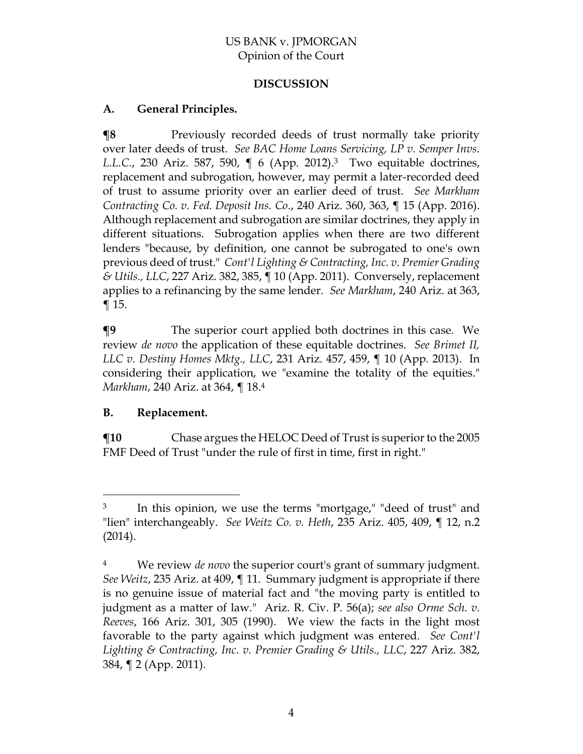## DISCUSSION

### A. General Principles.

**¶8** Previously recorded deeds of trust normally take priority over later deeds of trust. *See BAC Home Loans Servicing, LP v. Semper Invs. L.L.C.*, 230 Ariz. 587, 590, ¶ 6 (App. 2012).[3] Two equitable doctrines, replacement and subrogation, however, may permit a later-recorded deed of trust to assume priority over an earlier deed of trust. *See Markham Contracting Co. v. Fed. Deposit Ins. Co*., 240 Ariz. 360, 363, ¶ 15 (App. 2016). Although replacement and subrogation are similar doctrines, they apply in different situations. Subrogation applies when there are two different lenders "because, by definition, one cannot be subrogated to one's own previous deed of trust." *Cont'l Lighting & Contracting, Inc. v. Premier Grading & Utils., LLC*, 227 Ariz. 382, 385, ¶ 10 (App. 2011). Conversely, replacement applies to a refinancing by the same lender. *See Markham*, 240 Ariz. at 363, ¶ 15.

**¶9** The superior court applied both doctrines in this case. We review *de novo* the application of these equitable doctrines. *See Brimet II, LLC v. Destiny Homes Mktg., LLC*, 231 Ariz. 457, 459, ¶ 10 (App. 2013). In considering their application, we "examine the totality of the equities." *Markham*, 240 Ariz. at 364, ¶ 18.[4]

### B. Replacement.

**¶10** Chase argues the HELOC Deed of Trust is superior to the 2005 FMF Deed of Trust "under the rule of first in time, first in right."

---

[3] In this opinion, we use the terms "mortgage," "deed of trust" and "lien" interchangeably. *See Weitz Co. v. Heth*, 235 Ariz. 405, 409, ¶ 12, n.2 (2014).

[4] We review *de novo* the superior court's grant of summary judgment. *See Weitz*, 235 Ariz. at 409, ¶ 11. Summary judgment is appropriate if there is no genuine issue of material fact and "the moving party is entitled to judgment as a matter of law." Ariz. R. Civ. P. 56(a); *see also Orme Sch. v. Reeves*, 166 Ariz. 301, 305 (1990). We view the facts in the light most favorable to the party against which judgment was entered. *See Cont'l Lighting & Contracting, Inc. v. Premier Grading & Utils., LLC*, 227 Ariz. 382, 384, ¶ 2 (App. 2011).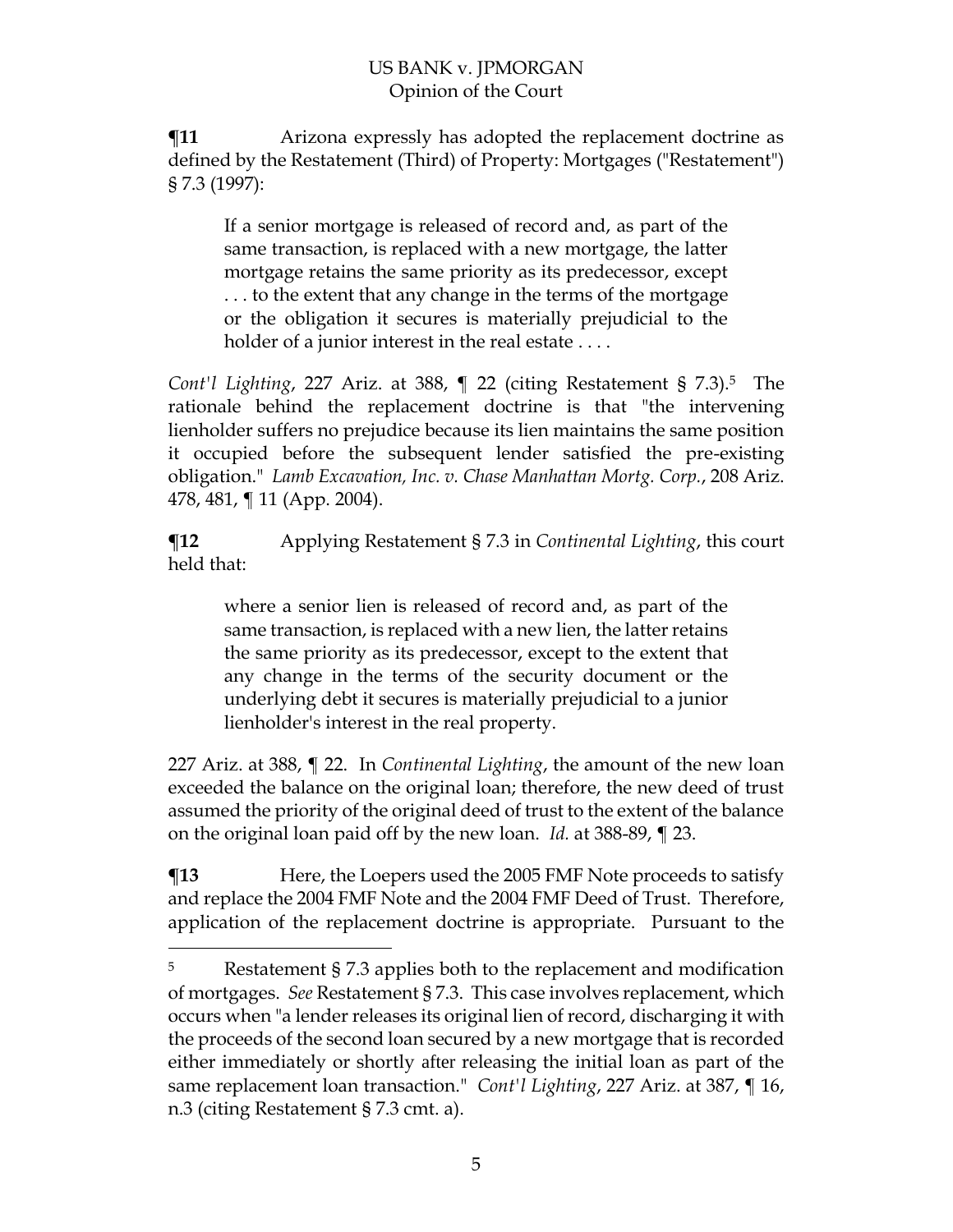**¶11** Arizona expressly has adopted the replacement doctrine as defined by the Restatement (Third) of Property: Mortgages ("Restatement") § 7.3 (1997):

> If a senior mortgage is released of record and, as part of the same transaction, is replaced with a new mortgage, the latter mortgage retains the same priority as its predecessor, except . . . to the extent that any change in the terms of the mortgage or the obligation it secures is materially prejudicial to the holder of a junior interest in the real estate . . . .

*Cont'l Lighting*, 227 Ariz. at 388, ¶ 22 (citing Restatement § 7.3).[5] The rationale behind the replacement doctrine is that "the intervening lienholder suffers no prejudice because its lien maintains the same position it occupied before the subsequent lender satisfied the pre-existing obligation." *Lamb Excavation, Inc. v. Chase Manhattan Mortg. Corp.*, 208 Ariz. 478, 481, ¶ 11 (App. 2004).

**¶12** Applying Restatement § 7.3 in *Continental Lighting*, this court held that:

> where a senior lien is released of record and, as part of the same transaction, is replaced with a new lien, the latter retains the same priority as its predecessor, except to the extent that any change in the terms of the security document or the underlying debt it secures is materially prejudicial to a junior lienholder's interest in the real property.

227 Ariz. at 388, ¶ 22. In *Continental Lighting*, the amount of the new loan exceeded the balance on the original loan; therefore, the new deed of trust assumed the priority of the original deed of trust to the extent of the balance on the original loan paid off by the new loan. *Id.* at 388-89, ¶ 23.

**¶13** Here, the Loepers used the 2005 FMF Note proceeds to satisfy and replace the 2004 FMF Note and the 2004 FMF Deed of Trust. Therefore, application of the replacement doctrine is appropriate. Pursuant to the

---

[5] Restatement § 7.3 applies both to the replacement and modification of mortgages. *See* Restatement § 7.3. This case involves replacement, which occurs when "a lender releases its original lien of record, discharging it with the proceeds of the second loan secured by a new mortgage that is recorded either immediately or shortly after releasing the initial loan as part of the same replacement loan transaction." *Cont'l Lighting*, 227 Ariz. at 387, ¶ 16, n.3 (citing Restatement § 7.3 cmt. a).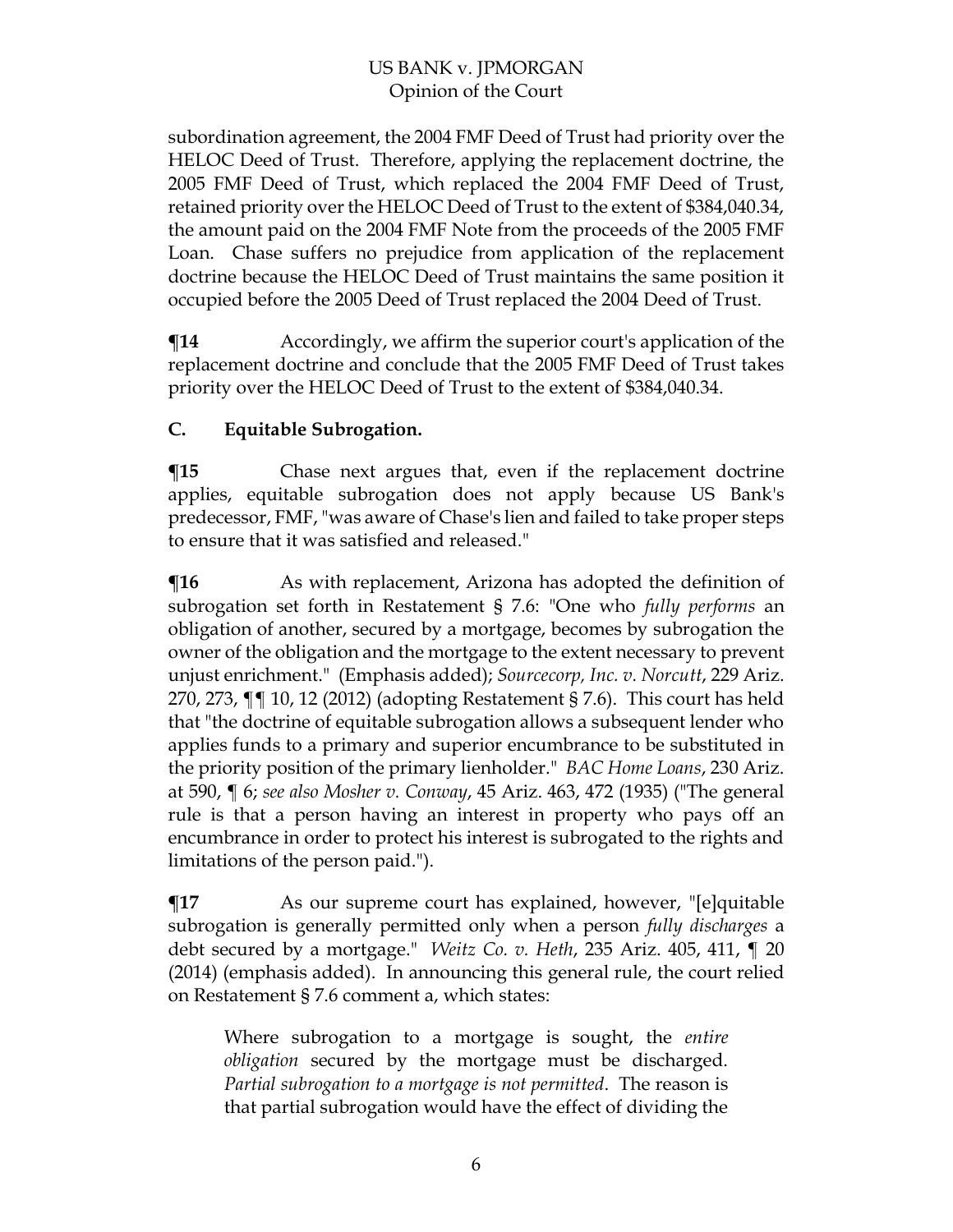subordination agreement, the 2004 FMF Deed of Trust had priority over the HELOC Deed of Trust. Therefore, applying the replacement doctrine, the 2005 FMF Deed of Trust, which replaced the 2004 FMF Deed of Trust, retained priority over the HELOC Deed of Trust to the extent of $384,040.34, the amount paid on the 2004 FMF Note from the proceeds of the 2005 FMF Loan. Chase suffers no prejudice from application of the replacement doctrine because the HELOC Deed of Trust maintains the same position it occupied before the 2005 Deed of Trust replaced the 2004 Deed of Trust.

**¶14** Accordingly, we affirm the superior court's application of the replacement doctrine and conclude that the 2005 FMF Deed of Trust takes priority over the HELOC Deed of Trust to the extent of $384,040.34.

### C. Equitable Subrogation.

**¶15** Chase next argues that, even if the replacement doctrine applies, equitable subrogation does not apply because US Bank's predecessor, FMF, "was aware of Chase's lien and failed to take proper steps to ensure that it was satisfied and released."

**¶16** As with replacement, Arizona has adopted the definition of subrogation set forth in Restatement § 7.6: "One who *fully performs* an obligation of another, secured by a mortgage, becomes by subrogation the owner of the obligation and the mortgage to the extent necessary to prevent unjust enrichment." (Emphasis added); *Sourcecorp, Inc. v. Norcutt*, 229 Ariz. 270, 273, ¶¶ 10, 12 (2012) (adopting Restatement § 7.6). This court has held that "the doctrine of equitable subrogation allows a subsequent lender who applies funds to a primary and superior encumbrance to be substituted in the priority position of the primary lienholder." *BAC Home Loans*, 230 Ariz. at 590, ¶ 6; *see also Mosher v. Conway*, 45 Ariz. 463, 472 (1935) ("The general rule is that a person having an interest in property who pays off an encumbrance in order to protect his interest is subrogated to the rights and limitations of the person paid.").

**¶17** As our supreme court has explained, however, "[e]quitable subrogation is generally permitted only when a person *fully discharges* a debt secured by a mortgage." *Weitz Co. v. Heth*, 235 Ariz. 405, 411, ¶ 20 (2014) (emphasis added). In announcing this general rule, the court relied on Restatement § 7.6 comment a, which states:

> Where subrogation to a mortgage is sought, the *entire obligation* secured by the mortgage must be discharged. *Partial subrogation to a mortgage is not permitted*. The reason is that partial subrogation would have the effect of dividing the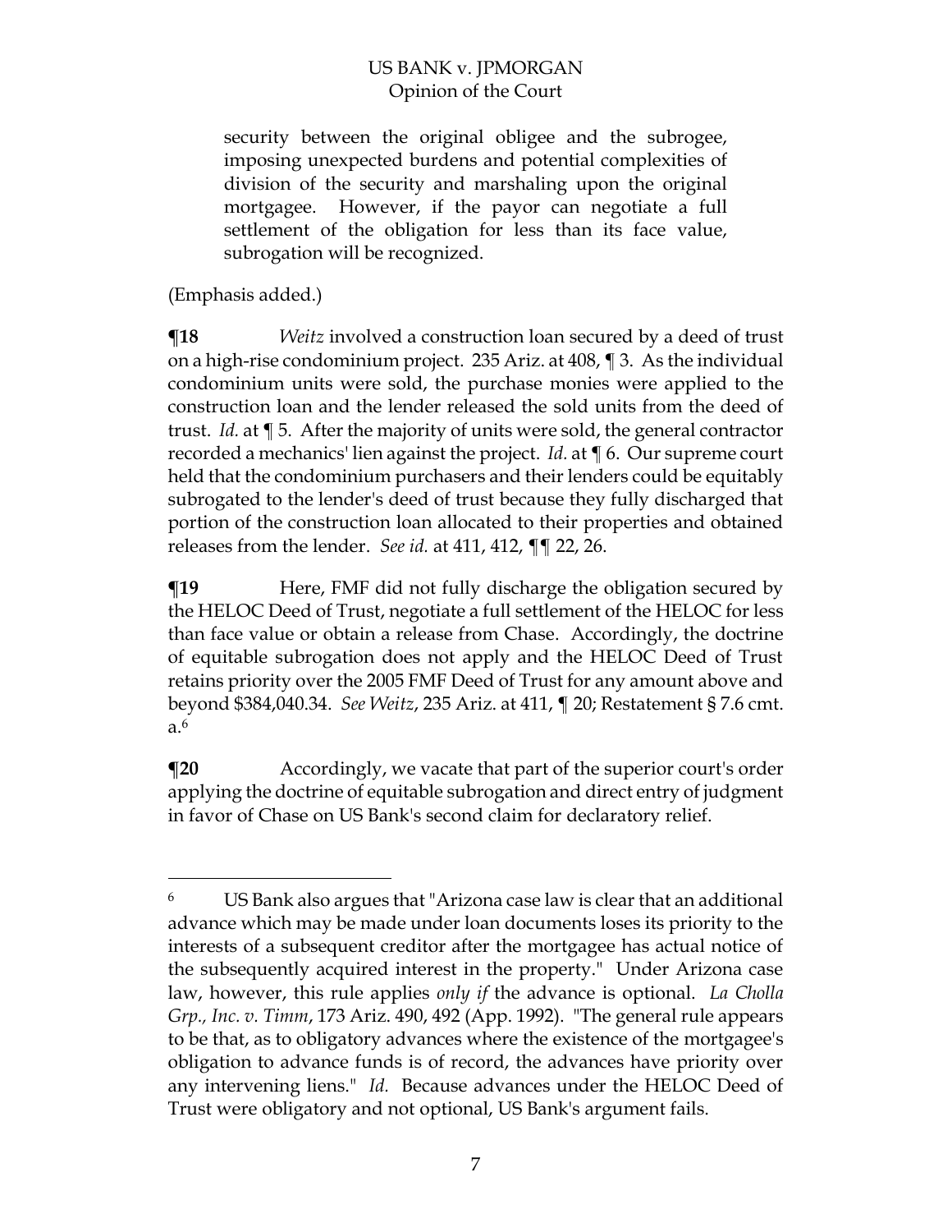> security between the original obligee and the subrogee, imposing unexpected burdens and potential complexities of division of the security and marshaling upon the original mortgagee. However, if the payor can negotiate a full settlement of the obligation for less than its face value, subrogation will be recognized.

(Emphasis added.)

**¶18** *Weitz* involved a construction loan secured by a deed of trust on a high-rise condominium project. 235 Ariz. at 408, ¶ 3. As the individual condominium units were sold, the purchase monies were applied to the construction loan and the lender released the sold units from the deed of trust. *Id.* at ¶ 5. After the majority of units were sold, the general contractor recorded a mechanics' lien against the project. *Id.* at ¶ 6. Our supreme court held that the condominium purchasers and their lenders could be equitably subrogated to the lender's deed of trust because they fully discharged that portion of the construction loan allocated to their properties and obtained releases from the lender. *See id.* at 411, 412, ¶¶ 22, 26.

**¶19** Here, FMF did not fully discharge the obligation secured by the HELOC Deed of Trust, negotiate a full settlement of the HELOC for less than face value or obtain a release from Chase. Accordingly, the doctrine of equitable subrogation does not apply and the HELOC Deed of Trust retains priority over the 2005 FMF Deed of Trust for any amount above and beyond $384,040.34. *See Weitz*, 235 Ariz. at 411, ¶ 20; Restatement § 7.6 cmt. a.[6]

**¶20** Accordingly, we vacate that part of the superior court's order applying the doctrine of equitable subrogation and direct entry of judgment in favor of Chase on US Bank's second claim for declaratory relief.

---

[6] US Bank also argues that "Arizona case law is clear that an additional advance which may be made under loan documents loses its priority to the interests of a subsequent creditor after the mortgagee has actual notice of the subsequently acquired interest in the property." Under Arizona case law, however, this rule applies *only if* the advance is optional. *La Cholla Grp., Inc. v. Timm*, 173 Ariz. 490, 492 (App. 1992). "The general rule appears to be that, as to obligatory advances where the existence of the mortgagee's obligation to advance funds is of record, the advances have priority over any intervening liens." *Id.* Because advances under the HELOC Deed of Trust were obligatory and not optional, US Bank's argument fails.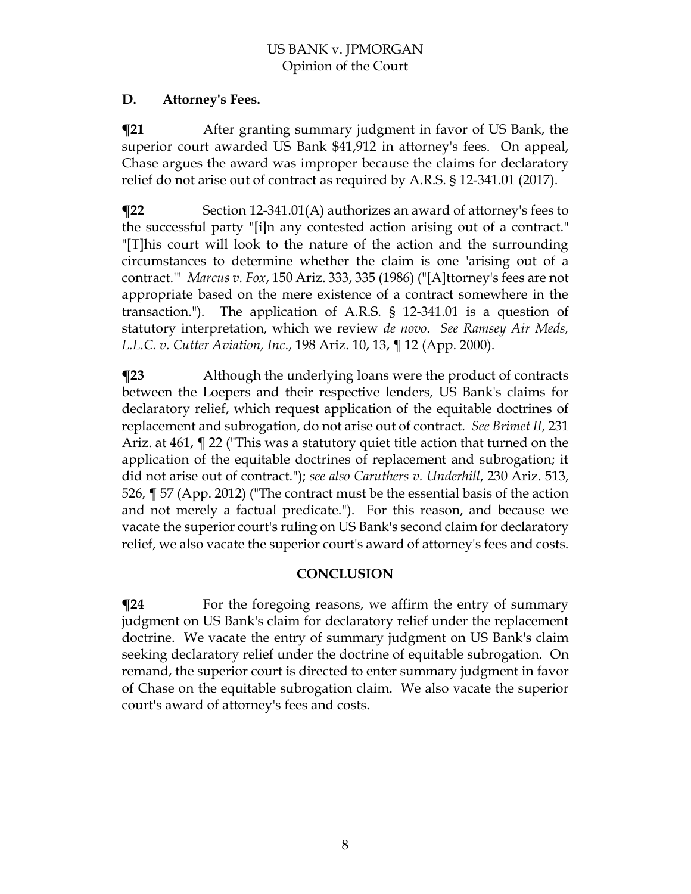### D. Attorney's Fees.

**¶21** After granting summary judgment in favor of US Bank, the superior court awarded US Bank $41,912 in attorney's fees. On appeal, Chase argues the award was improper because the claims for declaratory relief do not arise out of contract as required by A.R.S. § 12-341.01 (2017).

**¶22** Section 12-341.01(A) authorizes an award of attorney's fees to the successful party "[i]n any contested action arising out of a contract." "[T]his court will look to the nature of the action and the surrounding circumstances to determine whether the claim is one 'arising out of a contract.'" *Marcus v. Fox*, 150 Ariz. 333, 335 (1986) ("[A]ttorney's fees are not appropriate based on the mere existence of a contract somewhere in the transaction."). The application of A.R.S. § 12-341.01 is a question of statutory interpretation, which we review *de novo*. *See Ramsey Air Meds, L.L.C. v. Cutter Aviation, Inc.*, 198 Ariz. 10, 13, ¶ 12 (App. 2000).

**¶23** Although the underlying loans were the product of contracts between the Loepers and their respective lenders, US Bank's claims for declaratory relief, which request application of the equitable doctrines of replacement and subrogation, do not arise out of contract. *See Brimet II*, 231 Ariz. at 461, ¶ 22 ("This was a statutory quiet title action that turned on the application of the equitable doctrines of replacement and subrogation; it did not arise out of contract."); *see also Caruthers v. Underhill*, 230 Ariz. 513, 526, ¶ 57 (App. 2012) ("The contract must be the essential basis of the action and not merely a factual predicate."). For this reason, and because we vacate the superior court's ruling on US Bank's second claim for declaratory relief, we also vacate the superior court's award of attorney's fees and costs.

## CONCLUSION

**¶24** For the foregoing reasons, we affirm the entry of summary judgment on US Bank's claim for declaratory relief under the replacement doctrine. We vacate the entry of summary judgment on US Bank's claim seeking declaratory relief under the doctrine of equitable subrogation. On remand, the superior court is directed to enter summary judgment in favor of Chase on the equitable subrogation claim. We also vacate the superior court's award of attorney's fees and costs.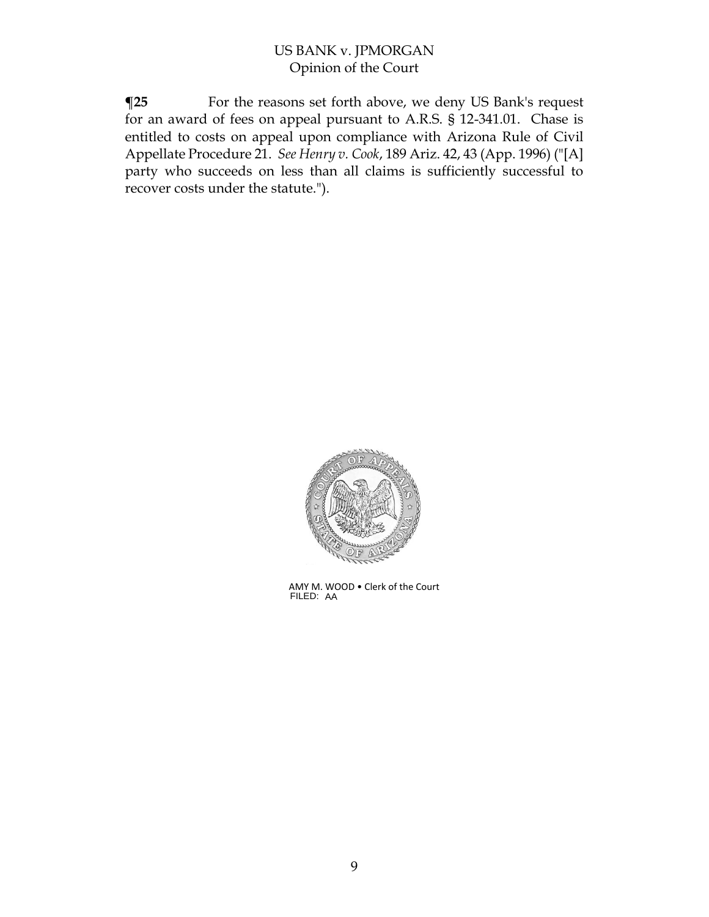**¶25** For the reasons set forth above, we deny US Bank's request for an award of fees on appeal pursuant to A.R.S. § 12-341.01. Chase is entitled to costs on appeal upon compliance with Arizona Rule of Civil Appellate Procedure 21. *See Henry v. Cook*, 189 Ariz. 42, 43 (App. 1996) ("[A] party who succeeds on less than all claims is sufficiently successful to recover costs under the statute.").

AMY M. WOOD • Clerk of the Court
FILED: AA